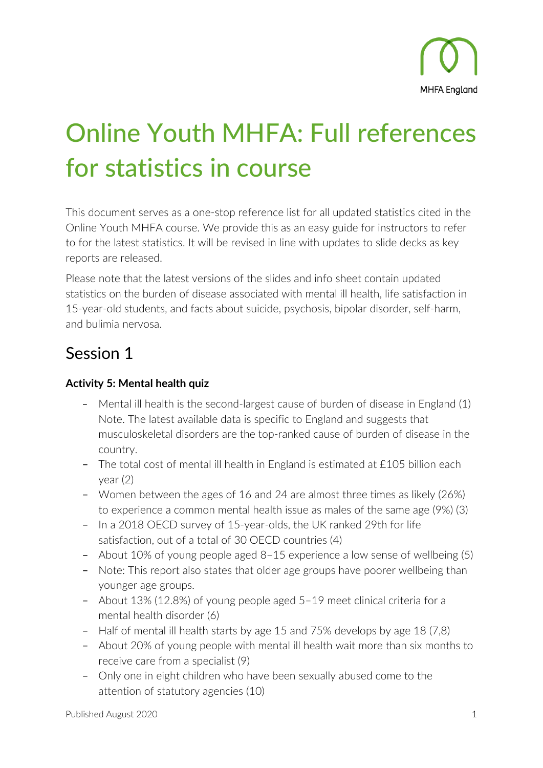MHFA England

# Online Youth MHFA: Full references for statistics in course

This document serves as a one-stop reference list for all updated statistics cited in the Online Youth MHFA course. We provide this as an easy guide for instructors to refer to for the latest statistics. It will be revised in line with updates to slide decks as key reports are released.

Please note that the latest versions of the slides and info sheet contain updated statistics on the burden of disease associated with mental ill health, life satisfaction in 15-year-old students, and facts about suicide, psychosis, bipolar disorder, self-harm, and bulimia nervosa.

## Session 1

**Activity 5: Mental health quiz**

- Mental ill health is the second-largest cause of burden of disease in England (1) Note. The latest available data is specific to England and suggests that musculoskeletal disorders are the top-ranked cause of burden of disease in the country.
- The total cost of mental ill health in England is estimated at £105 billion each year (2)
- Women between the ages of 16 and 24 are almost three times as likely (26%) to experience a common mental health issue as males of the same age (9%) (3)
- In a 2018 OECD survey of 15-year-olds, the UK ranked 29th for life satisfaction, out of a total of 30 OECD countries (4)
- About 10% of young people aged 8–15 experience a low sense of wellbeing (5)
- Note: This report also states that older age groups have poorer wellbeing than younger age groups.
- About 13% (12.8%) of young people aged 5–19 meet clinical criteria for a mental health disorder (6)
- Half of mental ill health starts by age 15 and 75% develops by age 18 (7,8)
- About 20% of young people with mental ill health wait more than six months to receive care from a specialist (9)
- Only one in eight children who have been sexually abused come to the attention of statutory agencies (10)

Published August 2020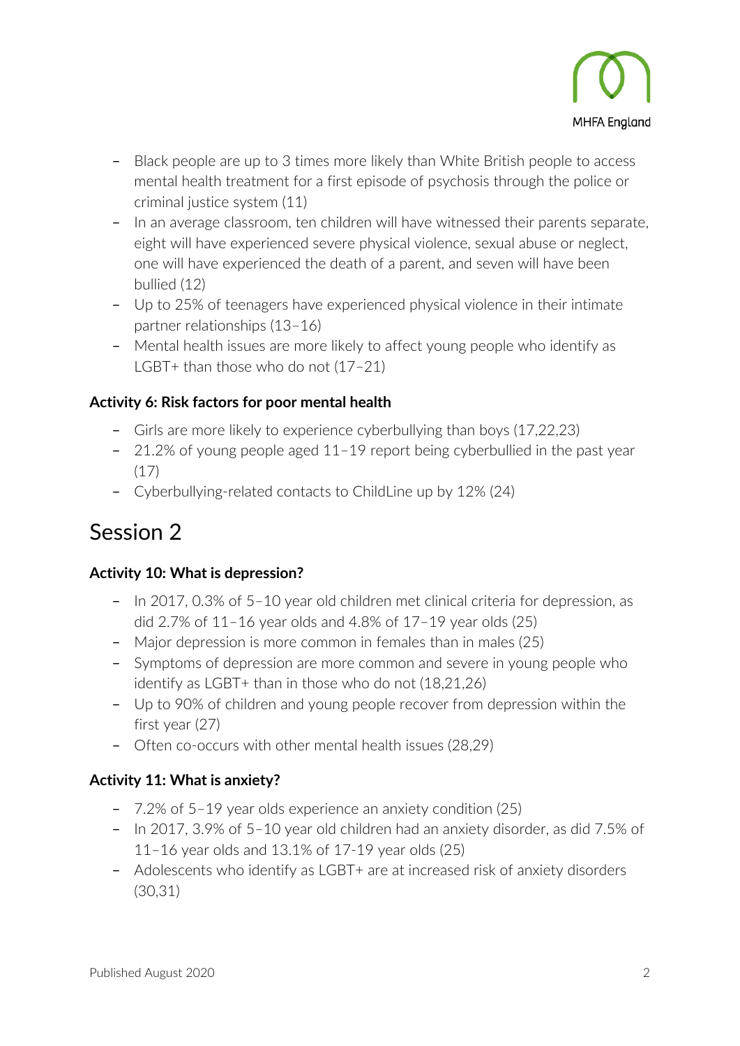- Black people are up to 3 times more likely than White British people to access mental health treatment for a first episode of psychosis through the police or criminal justice system (11)
- In an average classroom, ten children will have witnessed their parents separate, eight will have experienced severe physical violence, sexual abuse or neglect, one will have experienced the death of a parent, and seven will have been bullied (12)
- Up to 25% of teenagers have experienced physical violence in their intimate partner relationships (13–16)
- Mental health issues are more likely to affect young people who identify as LGBT+ than those who do not (17–21)

**Activity 6: Risk factors for poor mental health**

- Girls are more likely to experience cyberbullying than boys (17,22,23)
- 21.2% of young people aged 11–19 report being cyberbullied in the past year (17)
- Cyberbullying-related contacts to ChildLine up by 12% (24)

# Session 2

**Activity 10: What is depression?**

- In 2017, 0.3% of 5–10 year old children met clinical criteria for depression, as did 2.7% of 11–16 year olds and 4.8% of 17–19 year olds (25)
- Major depression is more common in females than in males (25)
- Symptoms of depression are more common and severe in young people who identify as LGBT+ than in those who do not (18,21,26)
- Up to 90% of children and young people recover from depression within the first year (27)
- Often co-occurs with other mental health issues (28,29)

**Activity 11: What is anxiety?**

- 7.2% of 5–19 year olds experience an anxiety condition (25)
- In 2017, 3.9% of 5–10 year old children had an anxiety disorder, as did 7.5% of 11–16 year olds and 13.1% of 17-19 year olds (25)
- Adolescents who identify as LGBT+ are at increased risk of anxiety disorders (30,31)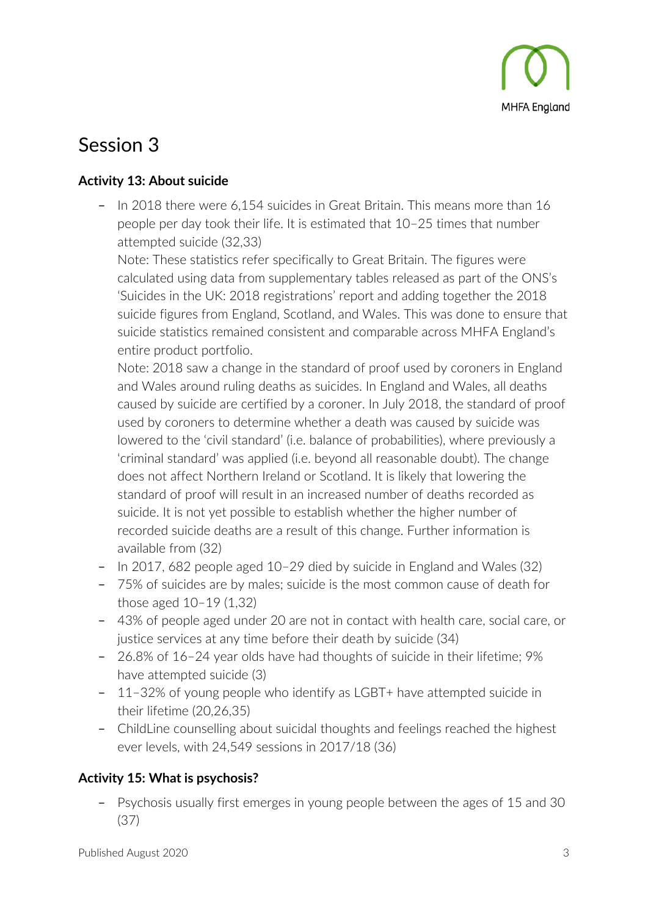# Session 3

**Activity 13: About suicide**

- In 2018 there were 6,154 suicides in Great Britain. This means more than 16 people per day took their life. It is estimated that 10–25 times that number attempted suicide (32,33)
  Note: These statistics refer specifically to Great Britain. The figures were calculated using data from supplementary tables released as part of the ONS's 'Suicides in the UK: 2018 registrations' report and adding together the 2018 suicide figures from England, Scotland, and Wales. This was done to ensure that suicide statistics remained consistent and comparable across MHFA England's entire product portfolio.
  Note: 2018 saw a change in the standard of proof used by coroners in England and Wales around ruling deaths as suicides. In England and Wales, all deaths caused by suicide are certified by a coroner. In July 2018, the standard of proof used by coroners to determine whether a death was caused by suicide was lowered to the 'civil standard' (i.e. balance of probabilities), where previously a 'criminal standard' was applied (i.e. beyond all reasonable doubt). The change does not affect Northern Ireland or Scotland. It is likely that lowering the standard of proof will result in an increased number of deaths recorded as suicide. It is not yet possible to establish whether the higher number of recorded suicide deaths are a result of this change. Further information is available from (32)
- In 2017, 682 people aged 10–29 died by suicide in England and Wales (32)
- 75% of suicides are by males; suicide is the most common cause of death for those aged 10–19 (1,32)
- 43% of people aged under 20 are not in contact with health care, social care, or justice services at any time before their death by suicide (34)
- 26.8% of 16–24 year olds have had thoughts of suicide in their lifetime; 9% have attempted suicide (3)
- 11–32% of young people who identify as LGBT+ have attempted suicide in their lifetime (20,26,35)
- ChildLine counselling about suicidal thoughts and feelings reached the highest ever levels, with 24,549 sessions in 2017/18 (36)

**Activity 15: What is psychosis?**

- Psychosis usually first emerges in young people between the ages of 15 and 30 (37)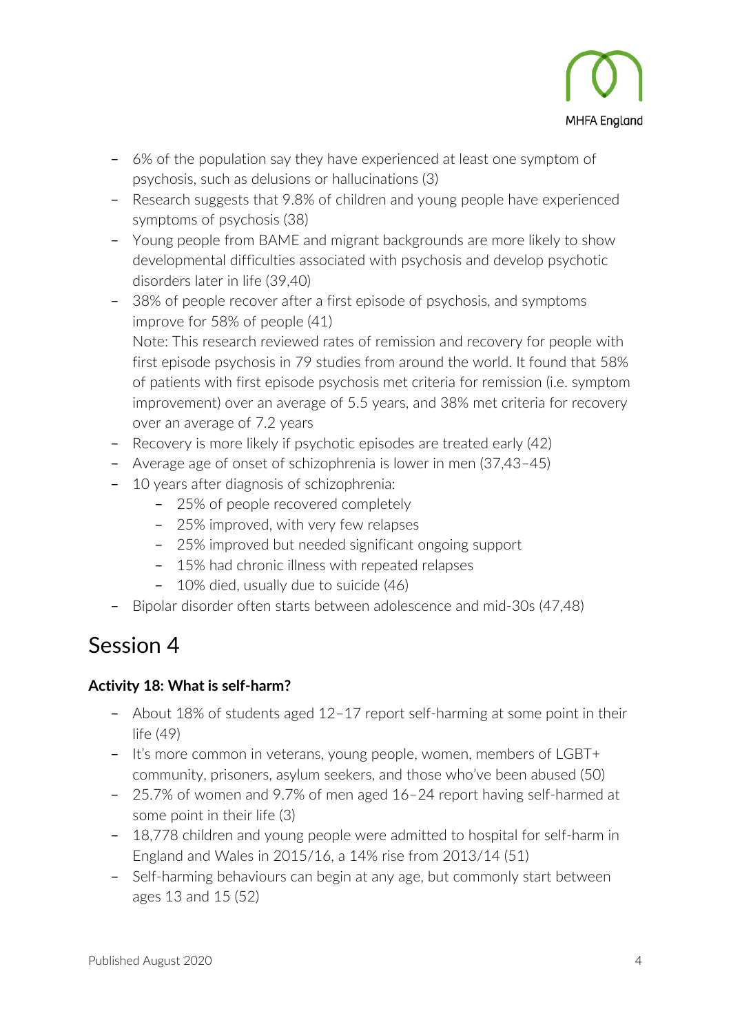- 6% of the population say they have experienced at least one symptom of psychosis, such as delusions or hallucinations (3)
- Research suggests that 9.8% of children and young people have experienced symptoms of psychosis (38)
- Young people from BAME and migrant backgrounds are more likely to show developmental difficulties associated with psychosis and develop psychotic disorders later in life (39,40)
- 38% of people recover after a first episode of psychosis, and symptoms improve for 58% of people (41)
  Note: This research reviewed rates of remission and recovery for people with first episode psychosis in 79 studies from around the world. It found that 58% of patients with first episode psychosis met criteria for remission (i.e. symptom improvement) over an average of 5.5 years, and 38% met criteria for recovery over an average of 7.2 years
- Recovery is more likely if psychotic episodes are treated early (42)
- Average age of onset of schizophrenia is lower in men (37,43–45)
- 10 years after diagnosis of schizophrenia:
  - 25% of people recovered completely
  - 25% improved, with very few relapses
  - 25% improved but needed significant ongoing support
  - 15% had chronic illness with repeated relapses
  - 10% died, usually due to suicide (46)
- Bipolar disorder often starts between adolescence and mid-30s (47,48)

# Session 4

### Activity 18: What is self-harm?

- About 18% of students aged 12–17 report self-harming at some point in their life (49)
- It's more common in veterans, young people, women, members of LGBT+ community, prisoners, asylum seekers, and those who've been abused (50)
- 25.7% of women and 9.7% of men aged 16–24 report having self-harmed at some point in their life (3)
- 18,778 children and young people were admitted to hospital for self-harm in England and Wales in 2015/16, a 14% rise from 2013/14 (51)
- Self-harming behaviours can begin at any age, but commonly start between ages 13 and 15 (52)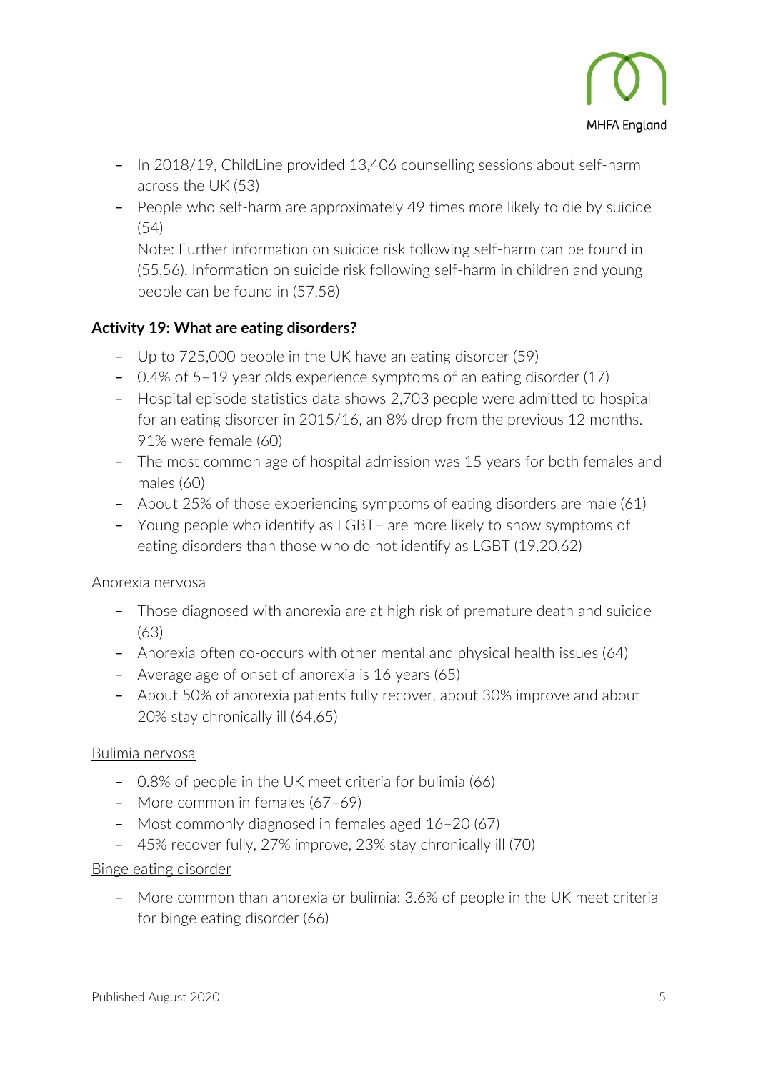- In 2018/19, ChildLine provided 13,406 counselling sessions about self-harm across the UK (53)
- People who self-harm are approximately 49 times more likely to die by suicide (54)

  Note: Further information on suicide risk following self-harm can be found in (55,56). Information on suicide risk following self-harm in children and young people can be found in (57,58)

**Activity 19: What are eating disorders?**

- Up to 725,000 people in the UK have an eating disorder (59)
- 0.4% of 5–19 year olds experience symptoms of an eating disorder (17)
- Hospital episode statistics data shows 2,703 people were admitted to hospital for an eating disorder in 2015/16, an 8% drop from the previous 12 months. 91% were female (60)
- The most common age of hospital admission was 15 years for both females and males (60)
- About 25% of those experiencing symptoms of eating disorders are male (61)
- Young people who identify as LGBT+ are more likely to show symptoms of eating disorders than those who do not identify as LGBT (19,20,62)

Anorexia nervosa

- Those diagnosed with anorexia are at high risk of premature death and suicide (63)
- Anorexia often co-occurs with other mental and physical health issues (64)
- Average age of onset of anorexia is 16 years (65)
- About 50% of anorexia patients fully recover, about 30% improve and about 20% stay chronically ill (64,65)

Bulimia nervosa

- 0.8% of people in the UK meet criteria for bulimia (66)
- More common in females (67–69)
- Most commonly diagnosed in females aged 16–20 (67)
- 45% recover fully, 27% improve, 23% stay chronically ill (70)

Binge eating disorder

- More common than anorexia or bulimia: 3.6% of people in the UK meet criteria for binge eating disorder (66)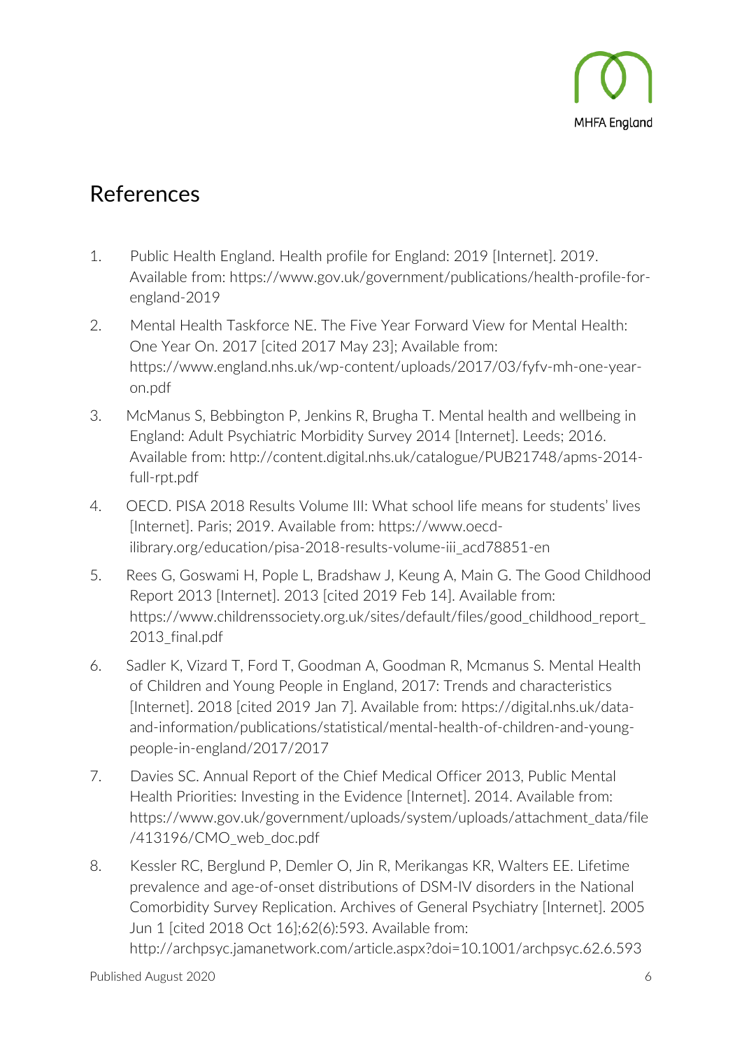## References

1. Public Health England. Health profile for England: 2019 [Internet]. 2019. Available from: https://www.gov.uk/government/publications/health-profile-for-england-2019
2. Mental Health Taskforce NE. The Five Year Forward View for Mental Health: One Year On. 2017 [cited 2017 May 23]; Available from: https://www.england.nhs.uk/wp-content/uploads/2017/03/fyfv-mh-one-year-on.pdf
3. McManus S, Bebbington P, Jenkins R, Brugha T. Mental health and wellbeing in England: Adult Psychiatric Morbidity Survey 2014 [Internet]. Leeds; 2016. Available from: http://content.digital.nhs.uk/catalogue/PUB21748/apms-2014-full-rpt.pdf
4. OECD. PISA 2018 Results Volume III: What school life means for students' lives [Internet]. Paris; 2019. Available from: https://www.oecd-ilibrary.org/education/pisa-2018-results-volume-iii_acd78851-en
5. Rees G, Goswami H, Pople L, Bradshaw J, Keung A, Main G. The Good Childhood Report 2013 [Internet]. 2013 [cited 2019 Feb 14]. Available from: https://www.childrenssociety.org.uk/sites/default/files/good_childhood_report_2013_final.pdf
6. Sadler K, Vizard T, Ford T, Goodman A, Goodman R, Mcmanus S. Mental Health of Children and Young People in England, 2017: Trends and characteristics [Internet]. 2018 [cited 2019 Jan 7]. Available from: https://digital.nhs.uk/data-and-information/publications/statistical/mental-health-of-children-and-young-people-in-england/2017/2017
7. Davies SC. Annual Report of the Chief Medical Officer 2013, Public Mental Health Priorities: Investing in the Evidence [Internet]. 2014. Available from: https://www.gov.uk/government/uploads/system/uploads/attachment_data/file/413196/CMO_web_doc.pdf
8. Kessler RC, Berglund P, Demler O, Jin R, Merikangas KR, Walters EE. Lifetime prevalence and age-of-onset distributions of DSM-IV disorders in the National Comorbidity Survey Replication. Archives of General Psychiatry [Internet]. 2005 Jun 1 [cited 2018 Oct 16];62(6):593. Available from: http://archpsyc.jamanetwork.com/article.aspx?doi=10.1001/archpsyc.62.6.593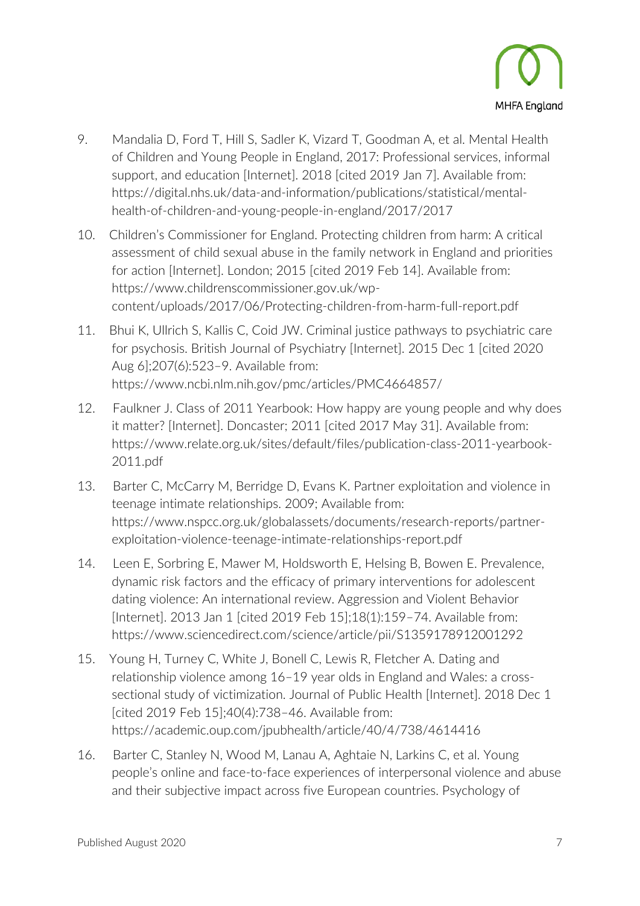9. Mandalia D, Ford T, Hill S, Sadler K, Vizard T, Goodman A, et al. Mental Health of Children and Young People in England, 2017: Professional services, informal support, and education [Internet]. 2018 [cited 2019 Jan 7]. Available from: https://digital.nhs.uk/data-and-information/publications/statistical/mental-health-of-children-and-young-people-in-england/2017/2017

10. Children's Commissioner for England. Protecting children from harm: A critical assessment of child sexual abuse in the family network in England and priorities for action [Internet]. London; 2015 [cited 2019 Feb 14]. Available from: https://www.childrenscommissioner.gov.uk/wp-content/uploads/2017/06/Protecting-children-from-harm-full-report.pdf

11. Bhui K, Ullrich S, Kallis C, Coid JW. Criminal justice pathways to psychiatric care for psychosis. British Journal of Psychiatry [Internet]. 2015 Dec 1 [cited 2020 Aug 6];207(6):523–9. Available from: https://www.ncbi.nlm.nih.gov/pmc/articles/PMC4664857/

12. Faulkner J. Class of 2011 Yearbook: How happy are young people and why does it matter? [Internet]. Doncaster; 2011 [cited 2017 May 31]. Available from: https://www.relate.org.uk/sites/default/files/publication-class-2011-yearbook-2011.pdf

13. Barter C, McCarry M, Berridge D, Evans K. Partner exploitation and violence in teenage intimate relationships. 2009; Available from: https://www.nspcc.org.uk/globalassets/documents/research-reports/partner-exploitation-violence-teenage-intimate-relationships-report.pdf

14. Leen E, Sorbring E, Mawer M, Holdsworth E, Helsing B, Bowen E. Prevalence, dynamic risk factors and the efficacy of primary interventions for adolescent dating violence: An international review. Aggression and Violent Behavior [Internet]. 2013 Jan 1 [cited 2019 Feb 15];18(1):159–74. Available from: https://www.sciencedirect.com/science/article/pii/S1359178912001292

15. Young H, Turney C, White J, Bonell C, Lewis R, Fletcher A. Dating and relationship violence among 16–19 year olds in England and Wales: a cross-sectional study of victimization. Journal of Public Health [Internet]. 2018 Dec 1 [cited 2019 Feb 15];40(4):738–46. Available from: https://academic.oup.com/jpubhealth/article/40/4/738/4614416

16. Barter C, Stanley N, Wood M, Lanau A, Aghtaie N, Larkins C, et al. Young people's online and face-to-face experiences of interpersonal violence and abuse and their subjective impact across five European countries. Psychology of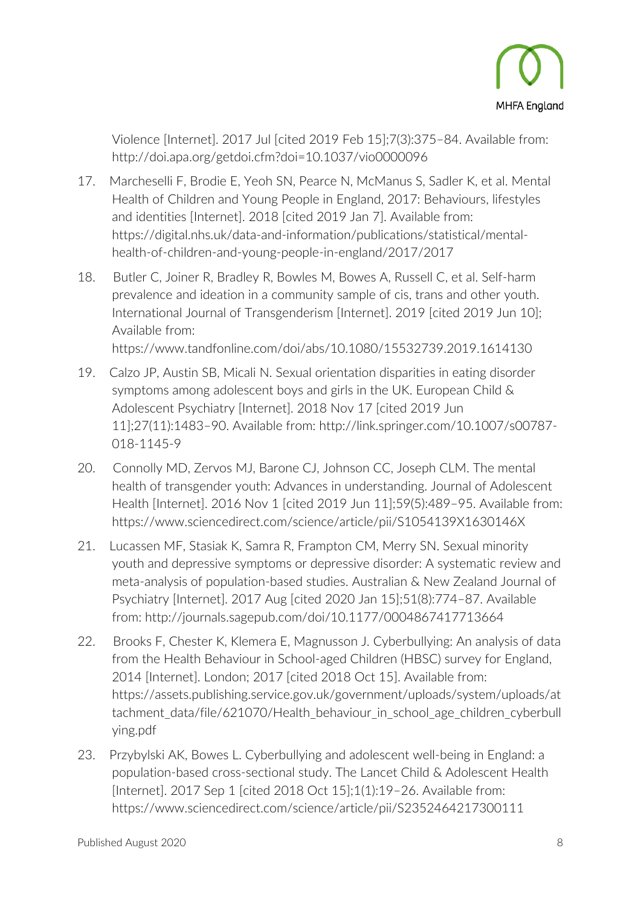Violence [Internet]. 2017 Jul [cited 2019 Feb 15];7(3):375–84. Available from: http://doi.apa.org/getdoi.cfm?doi=10.1037/vio0000096

17. Marcheselli F, Brodie E, Yeoh SN, Pearce N, McManus S, Sadler K, et al. Mental Health of Children and Young People in England, 2017: Behaviours, lifestyles and identities [Internet]. 2018 [cited 2019 Jan 7]. Available from: https://digital.nhs.uk/data-and-information/publications/statistical/mental-health-of-children-and-young-people-in-england/2017/2017

18. Butler C, Joiner R, Bradley R, Bowles M, Bowes A, Russell C, et al. Self-harm prevalence and ideation in a community sample of cis, trans and other youth. International Journal of Transgenderism [Internet]. 2019 [cited 2019 Jun 10]; Available from: https://www.tandfonline.com/doi/abs/10.1080/15532739.2019.1614130

19. Calzo JP, Austin SB, Micali N. Sexual orientation disparities in eating disorder symptoms among adolescent boys and girls in the UK. European Child & Adolescent Psychiatry [Internet]. 2018 Nov 17 [cited 2019 Jun 11];27(11):1483–90. Available from: http://link.springer.com/10.1007/s00787-018-1145-9

20. Connolly MD, Zervos MJ, Barone CJ, Johnson CC, Joseph CLM. The mental health of transgender youth: Advances in understanding. Journal of Adolescent Health [Internet]. 2016 Nov 1 [cited 2019 Jun 11];59(5):489–95. Available from: https://www.sciencedirect.com/science/article/pii/S1054139X1630146X

21. Lucassen MF, Stasiak K, Samra R, Frampton CM, Merry SN. Sexual minority youth and depressive symptoms or depressive disorder: A systematic review and meta-analysis of population-based studies. Australian & New Zealand Journal of Psychiatry [Internet]. 2017 Aug [cited 2020 Jan 15];51(8):774–87. Available from: http://journals.sagepub.com/doi/10.1177/0004867417713664

22. Brooks F, Chester K, Klemera E, Magnusson J. Cyberbullying: An analysis of data from the Health Behaviour in School-aged Children (HBSC) survey for England, 2014 [Internet]. London; 2017 [cited 2018 Oct 15]. Available from: https://assets.publishing.service.gov.uk/government/uploads/system/uploads/attachment_data/file/621070/Health_behaviour_in_school_age_children_cyberbullying.pdf

23. Przybylski AK, Bowes L. Cyberbullying and adolescent well-being in England: a population-based cross-sectional study. The Lancet Child & Adolescent Health [Internet]. 2017 Sep 1 [cited 2018 Oct 15];1(1):19–26. Available from: https://www.sciencedirect.com/science/article/pii/S2352464217300111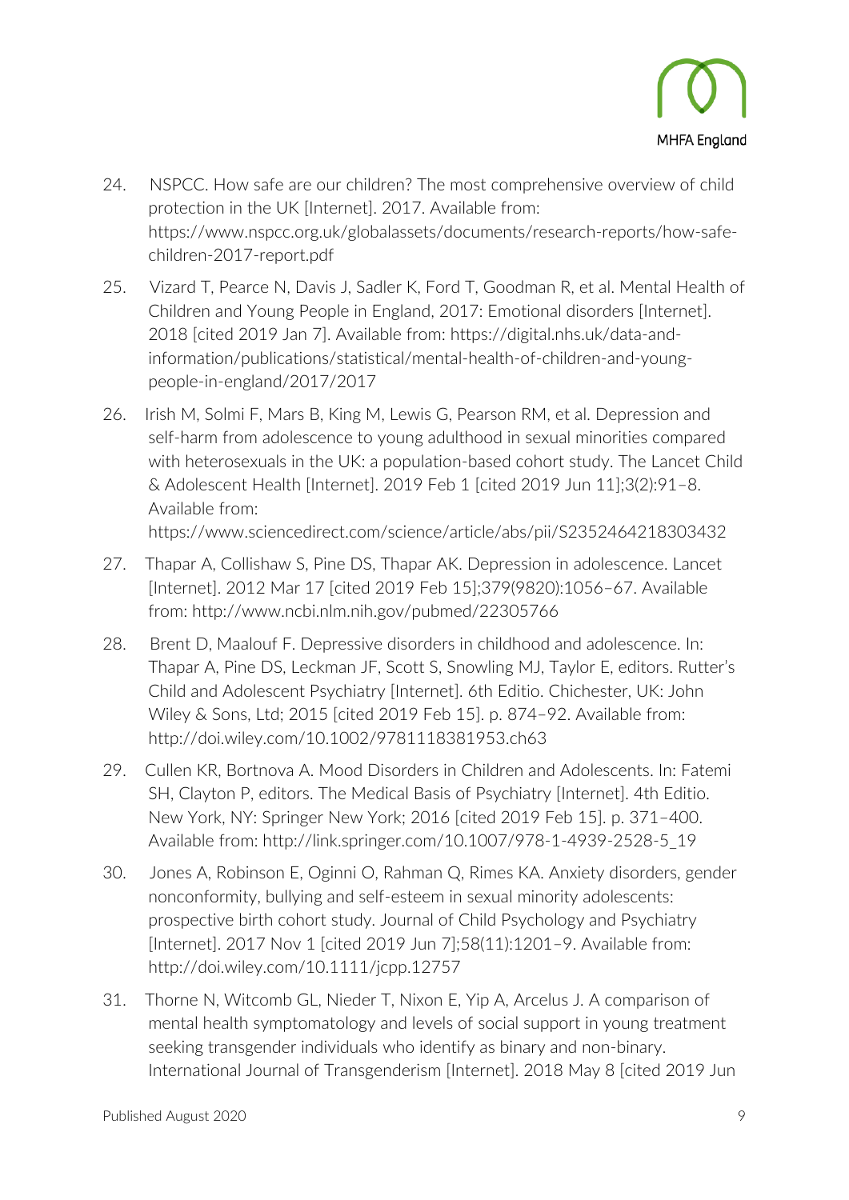24. NSPCC. How safe are our children? The most comprehensive overview of child protection in the UK [Internet]. 2017. Available from: https://www.nspcc.org.uk/globalassets/documents/research-reports/how-safe-children-2017-report.pdf

25. Vizard T, Pearce N, Davis J, Sadler K, Ford T, Goodman R, et al. Mental Health of Children and Young People in England, 2017: Emotional disorders [Internet]. 2018 [cited 2019 Jan 7]. Available from: https://digital.nhs.uk/data-and-information/publications/statistical/mental-health-of-children-and-young-people-in-england/2017/2017

26. Irish M, Solmi F, Mars B, King M, Lewis G, Pearson RM, et al. Depression and self-harm from adolescence to young adulthood in sexual minorities compared with heterosexuals in the UK: a population-based cohort study. The Lancet Child & Adolescent Health [Internet]. 2019 Feb 1 [cited 2019 Jun 11];3(2):91–8. Available from: https://www.sciencedirect.com/science/article/abs/pii/S2352464218303432

27. Thapar A, Collishaw S, Pine DS, Thapar AK. Depression in adolescence. Lancet [Internet]. 2012 Mar 17 [cited 2019 Feb 15];379(9820):1056–67. Available from: http://www.ncbi.nlm.nih.gov/pubmed/22305766

28. Brent D, Maalouf F. Depressive disorders in childhood and adolescence. In: Thapar A, Pine DS, Leckman JF, Scott S, Snowling MJ, Taylor E, editors. Rutter's Child and Adolescent Psychiatry [Internet]. 6th Editio. Chichester, UK: John Wiley & Sons, Ltd; 2015 [cited 2019 Feb 15]. p. 874–92. Available from: http://doi.wiley.com/10.1002/9781118381953.ch63

29. Cullen KR, Bortnova A. Mood Disorders in Children and Adolescents. In: Fatemi SH, Clayton P, editors. The Medical Basis of Psychiatry [Internet]. 4th Editio. New York, NY: Springer New York; 2016 [cited 2019 Feb 15]. p. 371–400. Available from: http://link.springer.com/10.1007/978-1-4939-2528-5_19

30. Jones A, Robinson E, Oginni O, Rahman Q, Rimes KA. Anxiety disorders, gender nonconformity, bullying and self-esteem in sexual minority adolescents: prospective birth cohort study. Journal of Child Psychology and Psychiatry [Internet]. 2017 Nov 1 [cited 2019 Jun 7];58(11):1201–9. Available from: http://doi.wiley.com/10.1111/jcpp.12757

31. Thorne N, Witcomb GL, Nieder T, Nixon E, Yip A, Arcelus J. A comparison of mental health symptomatology and levels of social support in young treatment seeking transgender individuals who identify as binary and non-binary. International Journal of Transgenderism [Internet]. 2018 May 8 [cited 2019 Jun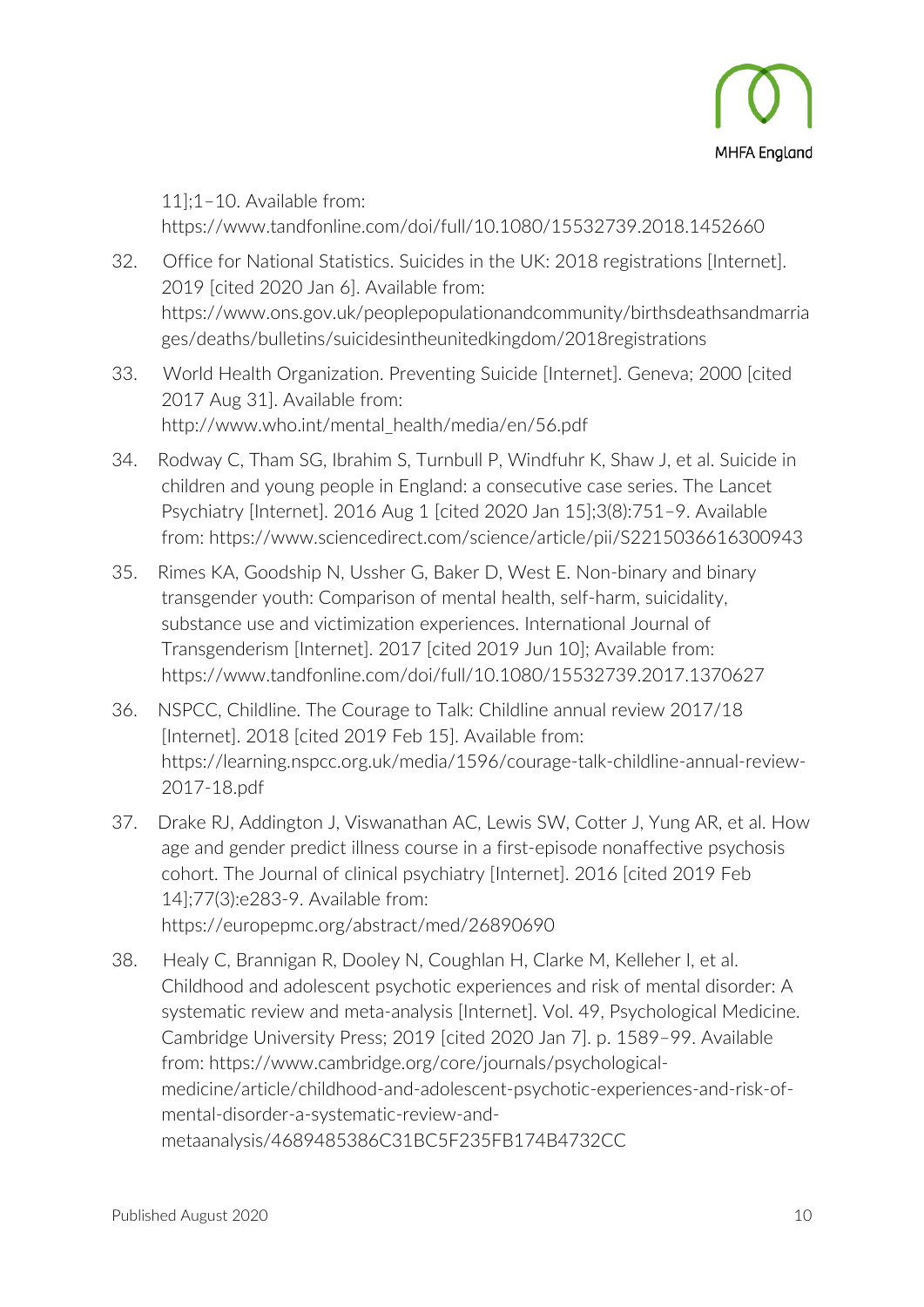11];1–10. Available from: https://www.tandfonline.com/doi/full/10.1080/15532739.2018.1452660

32. Office for National Statistics. Suicides in the UK: 2018 registrations [Internet]. 2019 [cited 2020 Jan 6]. Available from: https://www.ons.gov.uk/peoplepopulationandcommunity/birthsdeathsandmarriages/deaths/bulletins/suicidesintheunitedkingdom/2018registrations
33. World Health Organization. Preventing Suicide [Internet]. Geneva; 2000 [cited 2017 Aug 31]. Available from: http://www.who.int/mental_health/media/en/56.pdf
34. Rodway C, Tham SG, Ibrahim S, Turnbull P, Windfuhr K, Shaw J, et al. Suicide in children and young people in England: a consecutive case series. The Lancet Psychiatry [Internet]. 2016 Aug 1 [cited 2020 Jan 15];3(8):751–9. Available from: https://www.sciencedirect.com/science/article/pii/S2215036616300943
35. Rimes KA, Goodship N, Ussher G, Baker D, West E. Non-binary and binary transgender youth: Comparison of mental health, self-harm, suicidality, substance use and victimization experiences. International Journal of Transgenderism [Internet]. 2017 [cited 2019 Jun 10]; Available from: https://www.tandfonline.com/doi/full/10.1080/15532739.2017.1370627
36. NSPCC, Childline. The Courage to Talk: Childline annual review 2017/18 [Internet]. 2018 [cited 2019 Feb 15]. Available from: https://learning.nspcc.org.uk/media/1596/courage-talk-childline-annual-review-2017-18.pdf
37. Drake RJ, Addington J, Viswanathan AC, Lewis SW, Cotter J, Yung AR, et al. How age and gender predict illness course in a first-episode nonaffective psychosis cohort. The Journal of clinical psychiatry [Internet]. 2016 [cited 2019 Feb 14];77(3):e283-9. Available from: https://europepmc.org/abstract/med/26890690
38. Healy C, Brannigan R, Dooley N, Coughlan H, Clarke M, Kelleher I, et al. Childhood and adolescent psychotic experiences and risk of mental disorder: A systematic review and meta-analysis [Internet]. Vol. 49, Psychological Medicine. Cambridge University Press; 2019 [cited 2020 Jan 7]. p. 1589–99. Available from: https://www.cambridge.org/core/journals/psychological-medicine/article/childhood-and-adolescent-psychotic-experiences-and-risk-of-mental-disorder-a-systematic-review-and-metaanalysis/4689485386C31BC5F235FB174B4732CC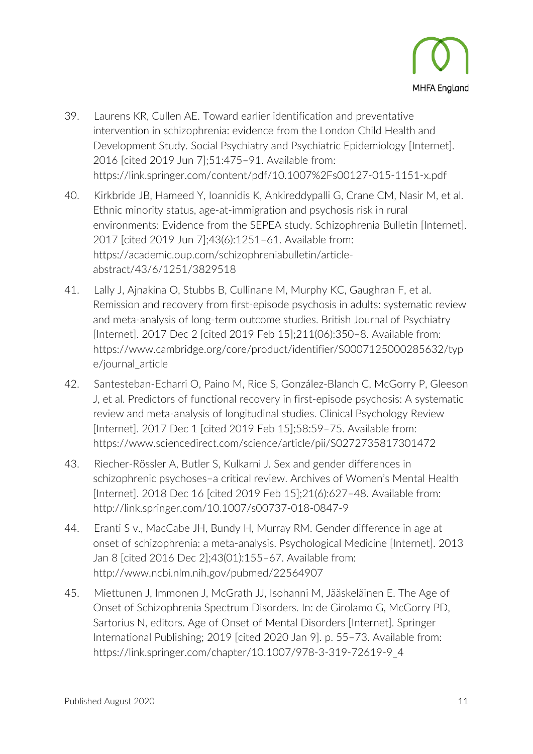39. Laurens KR, Cullen AE. Toward earlier identification and preventative intervention in schizophrenia: evidence from the London Child Health and Development Study. Social Psychiatry and Psychiatric Epidemiology [Internet]. 2016 [cited 2019 Jun 7];51:475–91. Available from: https://link.springer.com/content/pdf/10.1007%2Fs00127-015-1151-x.pdf

40. Kirkbride JB, Hameed Y, Ioannidis K, Ankireddypalli G, Crane CM, Nasir M, et al. Ethnic minority status, age-at-immigration and psychosis risk in rural environments: Evidence from the SEPEA study. Schizophrenia Bulletin [Internet]. 2017 [cited 2019 Jun 7];43(6):1251–61. Available from: https://academic.oup.com/schizophreniabulletin/article-abstract/43/6/1251/3829518

41. Lally J, Ajnakina O, Stubbs B, Cullinane M, Murphy KC, Gaughran F, et al. Remission and recovery from first-episode psychosis in adults: systematic review and meta-analysis of long-term outcome studies. British Journal of Psychiatry [Internet]. 2017 Dec 2 [cited 2019 Feb 15];211(06):350–8. Available from: https://www.cambridge.org/core/product/identifier/S0007125000285632/type/journal_article

42. Santesteban-Echarri O, Paino M, Rice S, González-Blanch C, McGorry P, Gleeson J, et al. Predictors of functional recovery in first-episode psychosis: A systematic review and meta-analysis of longitudinal studies. Clinical Psychology Review [Internet]. 2017 Dec 1 [cited 2019 Feb 15];58:59–75. Available from: https://www.sciencedirect.com/science/article/pii/S0272735817301472

43. Riecher-Rössler A, Butler S, Kulkarni J. Sex and gender differences in schizophrenic psychoses–a critical review. Archives of Women's Mental Health [Internet]. 2018 Dec 16 [cited 2019 Feb 15];21(6):627–48. Available from: http://link.springer.com/10.1007/s00737-018-0847-9

44. Eranti S v., MacCabe JH, Bundy H, Murray RM. Gender difference in age at onset of schizophrenia: a meta-analysis. Psychological Medicine [Internet]. 2013 Jan 8 [cited 2016 Dec 2];43(01):155–67. Available from: http://www.ncbi.nlm.nih.gov/pubmed/22564907

45. Miettunen J, Immonen J, McGrath JJ, Isohanni M, Jääskeläinen E. The Age of Onset of Schizophrenia Spectrum Disorders. In: de Girolamo G, McGorry PD, Sartorius N, editors. Age of Onset of Mental Disorders [Internet]. Springer International Publishing; 2019 [cited 2020 Jan 9]. p. 55–73. Available from: https://link.springer.com/chapter/10.1007/978-3-319-72619-9_4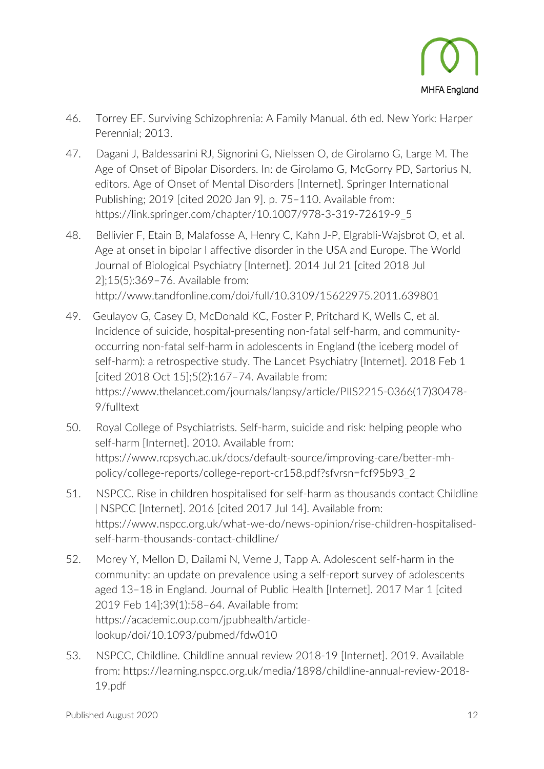46. Torrey EF. Surviving Schizophrenia: A Family Manual. 6th ed. New York: Harper Perennial; 2013.
47. Dagani J, Baldessarini RJ, Signorini G, Nielssen O, de Girolamo G, Large M. The Age of Onset of Bipolar Disorders. In: de Girolamo G, McGorry PD, Sartorius N, editors. Age of Onset of Mental Disorders [Internet]. Springer International Publishing; 2019 [cited 2020 Jan 9]. p. 75–110. Available from: https://link.springer.com/chapter/10.1007/978-3-319-72619-9_5
48. Bellivier F, Etain B, Malafosse A, Henry C, Kahn J-P, Elgrabli-Wajsbrot O, et al. Age at onset in bipolar I affective disorder in the USA and Europe. The World Journal of Biological Psychiatry [Internet]. 2014 Jul 21 [cited 2018 Jul 2];15(5):369–76. Available from: http://www.tandfonline.com/doi/full/10.3109/15622975.2011.639801
49. Geulayov G, Casey D, McDonald KC, Foster P, Pritchard K, Wells C, et al. Incidence of suicide, hospital-presenting non-fatal self-harm, and community-occurring non-fatal self-harm in adolescents in England (the iceberg model of self-harm): a retrospective study. The Lancet Psychiatry [Internet]. 2018 Feb 1 [cited 2018 Oct 15];5(2):167–74. Available from: https://www.thelancet.com/journals/lanpsy/article/PIIS2215-0366(17)30478-9/fulltext
50. Royal College of Psychiatrists. Self-harm, suicide and risk: helping people who self-harm [Internet]. 2010. Available from: https://www.rcpsych.ac.uk/docs/default-source/improving-care/better-mh-policy/college-reports/college-report-cr158.pdf?sfvrsn=fcf95b93_2
51. NSPCC. Rise in children hospitalised for self-harm as thousands contact Childline | NSPCC [Internet]. 2016 [cited 2017 Jul 14]. Available from: https://www.nspcc.org.uk/what-we-do/news-opinion/rise-children-hospitalised-self-harm-thousands-contact-childline/
52. Morey Y, Mellon D, Dailami N, Verne J, Tapp A. Adolescent self-harm in the community: an update on prevalence using a self-report survey of adolescents aged 13–18 in England. Journal of Public Health [Internet]. 2017 Mar 1 [cited 2019 Feb 14];39(1):58–64. Available from: https://academic.oup.com/jpubhealth/article-lookup/doi/10.1093/pubmed/fdw010
53. NSPCC, Childline. Childline annual review 2018-19 [Internet]. 2019. Available from: https://learning.nspcc.org.uk/media/1898/childline-annual-review-2018-19.pdf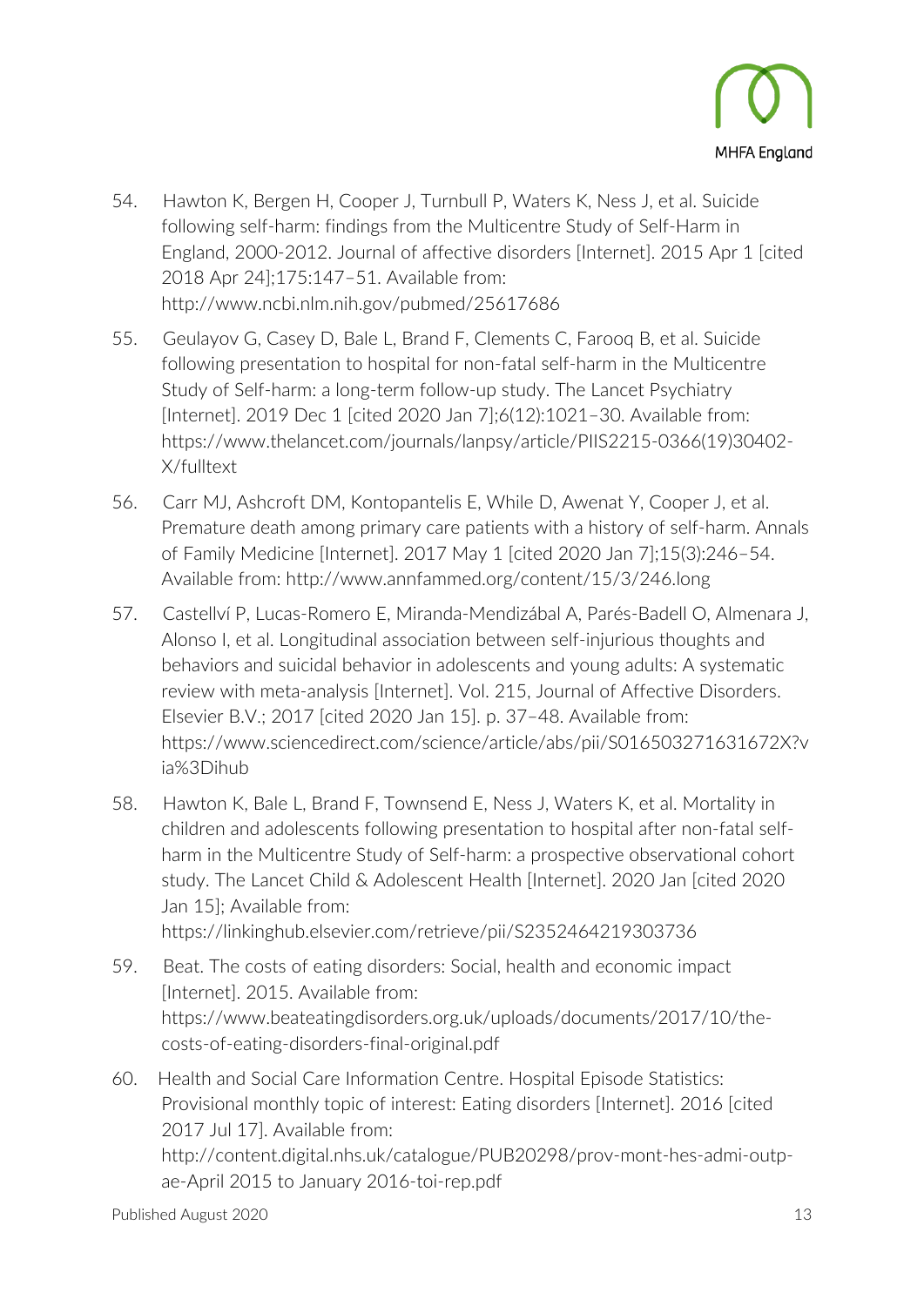54. Hawton K, Bergen H, Cooper J, Turnbull P, Waters K, Ness J, et al. Suicide following self-harm: findings from the Multicentre Study of Self-Harm in England, 2000-2012. Journal of affective disorders [Internet]. 2015 Apr 1 [cited 2018 Apr 24];175:147–51. Available from: http://www.ncbi.nlm.nih.gov/pubmed/25617686

55. Geulayov G, Casey D, Bale L, Brand F, Clements C, Farooq B, et al. Suicide following presentation to hospital for non-fatal self-harm in the Multicentre Study of Self-harm: a long-term follow-up study. The Lancet Psychiatry [Internet]. 2019 Dec 1 [cited 2020 Jan 7];6(12):1021–30. Available from: https://www.thelancet.com/journals/lanpsy/article/PIIS2215-0366(19)30402-X/fulltext

56. Carr MJ, Ashcroft DM, Kontopantelis E, While D, Awenat Y, Cooper J, et al. Premature death among primary care patients with a history of self-harm. Annals of Family Medicine [Internet]. 2017 May 1 [cited 2020 Jan 7];15(3):246–54. Available from: http://www.annfammed.org/content/15/3/246.long

57. Castellví P, Lucas-Romero E, Miranda-Mendizábal A, Parés-Badell O, Almenara J, Alonso I, et al. Longitudinal association between self-injurious thoughts and behaviors and suicidal behavior in adolescents and young adults: A systematic review with meta-analysis [Internet]. Vol. 215, Journal of Affective Disorders. Elsevier B.V.; 2017 [cited 2020 Jan 15]. p. 37–48. Available from: https://www.sciencedirect.com/science/article/abs/pii/S016503271631672X?via%3Dihub

58. Hawton K, Bale L, Brand F, Townsend E, Ness J, Waters K, et al. Mortality in children and adolescents following presentation to hospital after non-fatal self-harm in the Multicentre Study of Self-harm: a prospective observational cohort study. The Lancet Child & Adolescent Health [Internet]. 2020 Jan [cited 2020 Jan 15]; Available from: https://linkinghub.elsevier.com/retrieve/pii/S2352464219303736

59. Beat. The costs of eating disorders: Social, health and economic impact [Internet]. 2015. Available from: https://www.beateatingdisorders.org.uk/uploads/documents/2017/10/the-costs-of-eating-disorders-final-original.pdf

60. Health and Social Care Information Centre. Hospital Episode Statistics: Provisional monthly topic of interest: Eating disorders [Internet]. 2016 [cited 2017 Jul 17]. Available from: http://content.digital.nhs.uk/catalogue/PUB20298/prov-mont-hes-admi-outp-ae-April 2015 to January 2016-toi-rep.pdf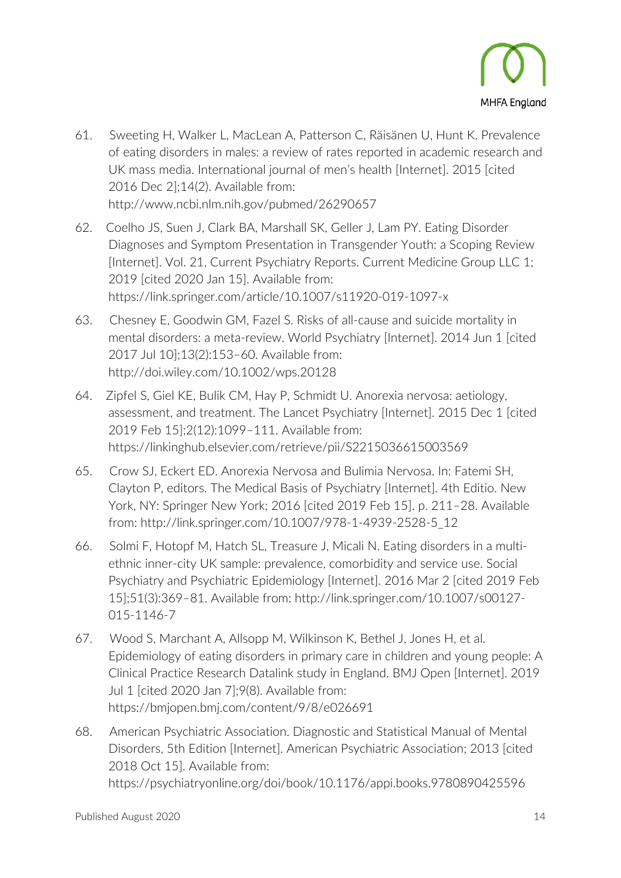61. Sweeting H, Walker L, MacLean A, Patterson C, Räisänen U, Hunt K. Prevalence of eating disorders in males: a review of rates reported in academic research and UK mass media. International journal of men's health [Internet]. 2015 [cited 2016 Dec 2];14(2). Available from: http://www.ncbi.nlm.nih.gov/pubmed/26290657

62. Coelho JS, Suen J, Clark BA, Marshall SK, Geller J, Lam PY. Eating Disorder Diagnoses and Symptom Presentation in Transgender Youth: a Scoping Review [Internet]. Vol. 21, Current Psychiatry Reports. Current Medicine Group LLC 1; 2019 [cited 2020 Jan 15]. Available from: https://link.springer.com/article/10.1007/s11920-019-1097-x

63. Chesney E, Goodwin GM, Fazel S. Risks of all-cause and suicide mortality in mental disorders: a meta-review. World Psychiatry [Internet]. 2014 Jun 1 [cited 2017 Jul 10];13(2):153–60. Available from: http://doi.wiley.com/10.1002/wps.20128

64. Zipfel S, Giel KE, Bulik CM, Hay P, Schmidt U. Anorexia nervosa: aetiology, assessment, and treatment. The Lancet Psychiatry [Internet]. 2015 Dec 1 [cited 2019 Feb 15];2(12):1099–111. Available from: https://linkinghub.elsevier.com/retrieve/pii/S2215036615003569

65. Crow SJ, Eckert ED. Anorexia Nervosa and Bulimia Nervosa. In: Fatemi SH, Clayton P, editors. The Medical Basis of Psychiatry [Internet]. 4th Editio. New York, NY: Springer New York; 2016 [cited 2019 Feb 15]. p. 211–28. Available from: http://link.springer.com/10.1007/978-1-4939-2528-5_12

66. Solmi F, Hotopf M, Hatch SL, Treasure J, Micali N. Eating disorders in a multi-ethnic inner-city UK sample: prevalence, comorbidity and service use. Social Psychiatry and Psychiatric Epidemiology [Internet]. 2016 Mar 2 [cited 2019 Feb 15];51(3):369–81. Available from: http://link.springer.com/10.1007/s00127-015-1146-7

67. Wood S, Marchant A, Allsopp M, Wilkinson K, Bethel J, Jones H, et al. Epidemiology of eating disorders in primary care in children and young people: A Clinical Practice Research Datalink study in England. BMJ Open [Internet]. 2019 Jul 1 [cited 2020 Jan 7];9(8). Available from: https://bmjopen.bmj.com/content/9/8/e026691

68. American Psychiatric Association. Diagnostic and Statistical Manual of Mental Disorders, 5th Edition [Internet]. American Psychiatric Association; 2013 [cited 2018 Oct 15]. Available from: https://psychiatryonline.org/doi/book/10.1176/appi.books.9780890425596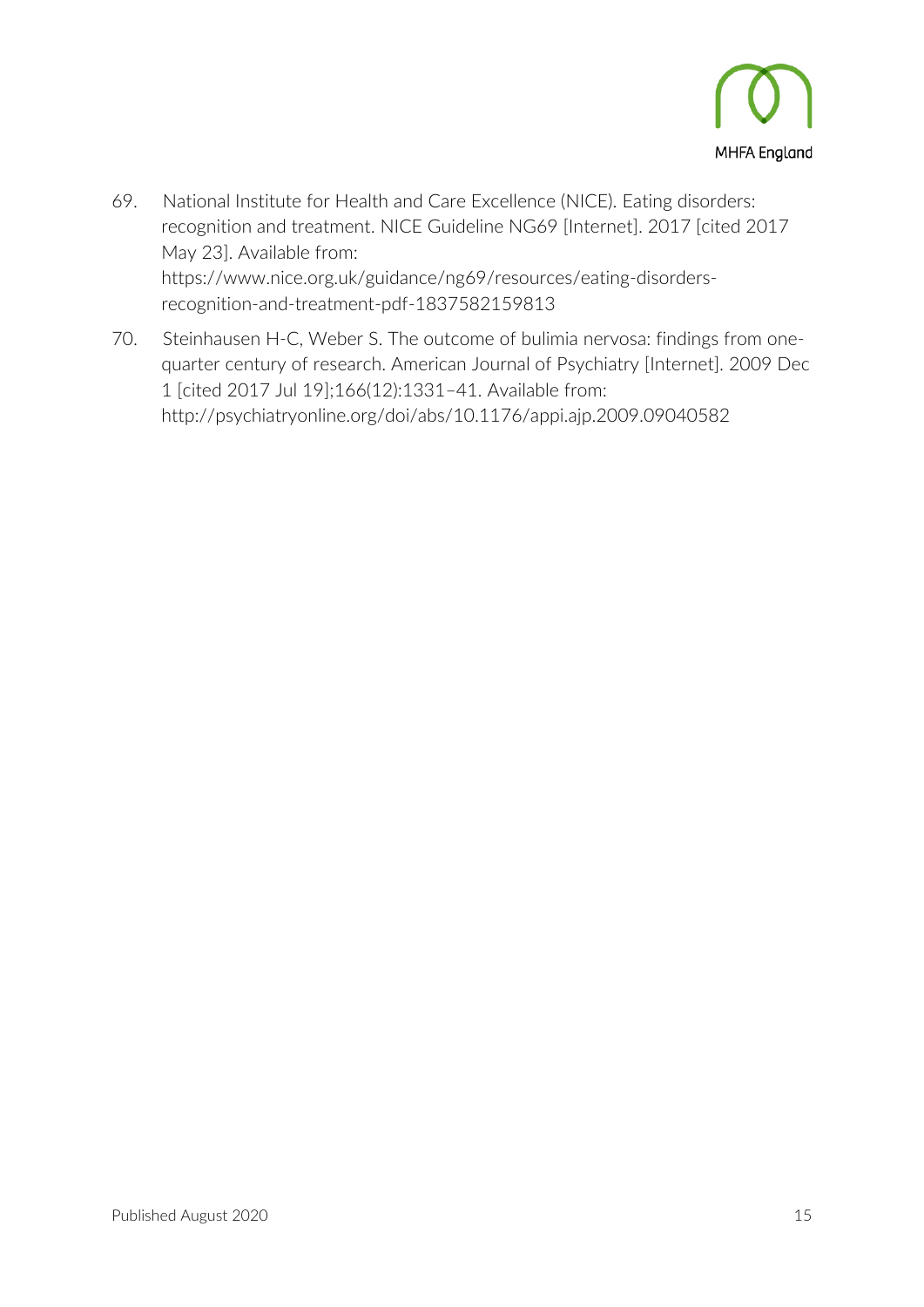69. National Institute for Health and Care Excellence (NICE). Eating disorders: recognition and treatment. NICE Guideline NG69 [Internet]. 2017 [cited 2017 May 23]. Available from: https://www.nice.org.uk/guidance/ng69/resources/eating-disorders-recognition-and-treatment-pdf-1837582159813

70. Steinhausen H-C, Weber S. The outcome of bulimia nervosa: findings from one-quarter century of research. American Journal of Psychiatry [Internet]. 2009 Dec 1 [cited 2017 Jul 19];166(12):1331–41. Available from: http://psychiatryonline.org/doi/abs/10.1176/appi.ajp.2009.09040582

Published August 2020